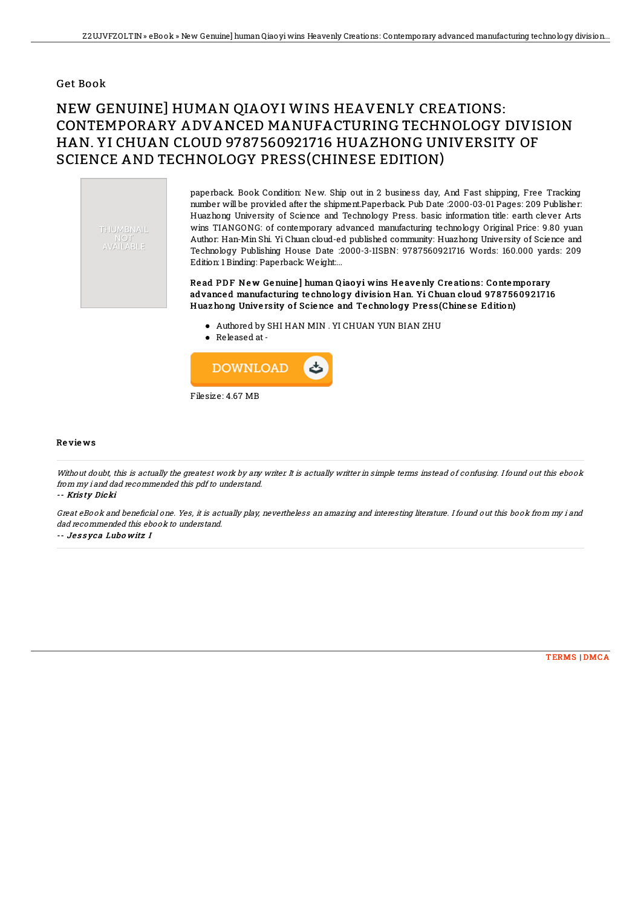## Get Book

# NEW GENUINE] HUMAN QIAOYI WINS HEAVENLY CREATIONS: CONTEMPORARY ADVANCED MANUFACTURING TECHNOLOGY DIVISION HAN. YI CHUAN CLOUD 9787560921716 HUAZHONG UNIVERSITY OF SCIENCE AND TECHNOLOGY PRESS(CHINESE EDITION)

THUMBNAIL NOT AVAILABLE

paperback. Book Condition: New. Ship out in 2 business day, And Fast shipping, Free Tracking number will be provided after the shipment.Paperback. Pub Date :2000-03-01 Pages: 209 Publisher: Huazhong University of Science and Technology Press. basic information title: earth clever Arts wins TIANGONG: of contemporary advanced manufacturing technology Original Price: 9.80 yuan Author: Han-Min Shi. Yi Chuan cloud-ed published community: Huazhong University of Science and Technology Publishing House Date :2000-3-1ISBN: 9787560921716 Words: 160.000 yards: 209 Edition: 1 Binding: Paperback: Weight:...

**Read PDF New Genuine] human Qiaoyi wins Heavenly Creations: Contemporary advanced manufacturing technology division Han. Yi Chuan cloud 9787560921716 Huazhong University of Science and Technology Press(Chinese Edition)**

- Authored by SHI HAN MIN . YI CHUAN YUN BIAN ZHU
- Released at -

DOWNLOAD

Filesize: 4.67 MB

### Reviews

*Without doubt, this is actually the greatest work by any writer. It is actually writter in simple terms instead of confusing. I found out this ebook from my i and dad recommended this pdf to understand.*

*-- Kristy Dicki*

*Great eBook and beneficial one. Yes, it is actually play, nevertheless an amazing and interesting literature. I found out this book from my i and dad recommended this ebook to understand.*

*-- Jessyca Lubowitz I*

TERMS | DMCA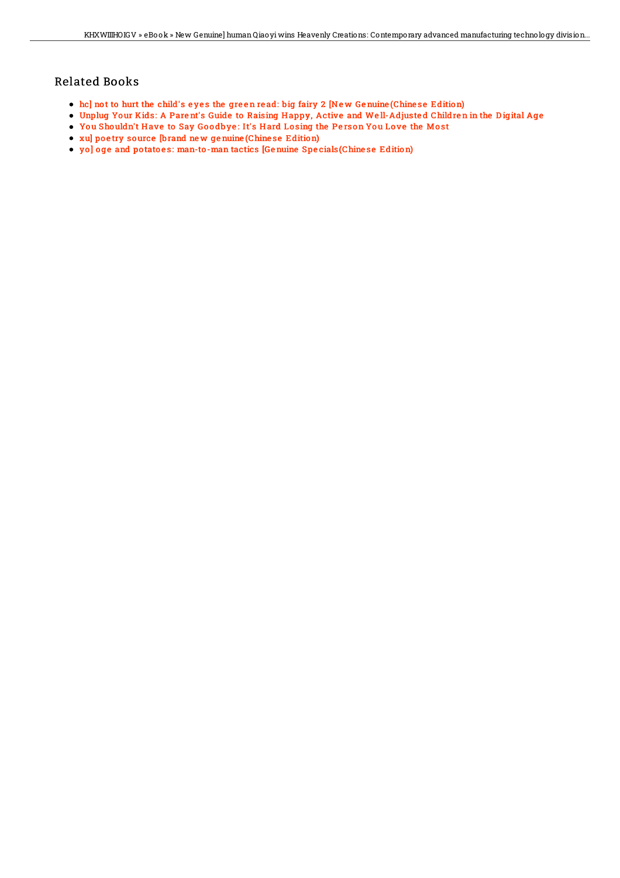## Related Books

- hc] not to hurt the child's eyes the green read: big fairy 2 [New Genuine(Chinese Edition)
- Unplug Your Kids: A Parent's Guide to Raising Happy, Active and Well-Adjusted Children in the Digital Age
- You Shouldn't Have to Say Goodbye: It's Hard Losing the Person You Love the Most
- xu] poetry source [brand new genuine(Chinese Edition)
- yo] oge and potatoes: man-to-man tactics [Genuine Specials(Chinese Edition)